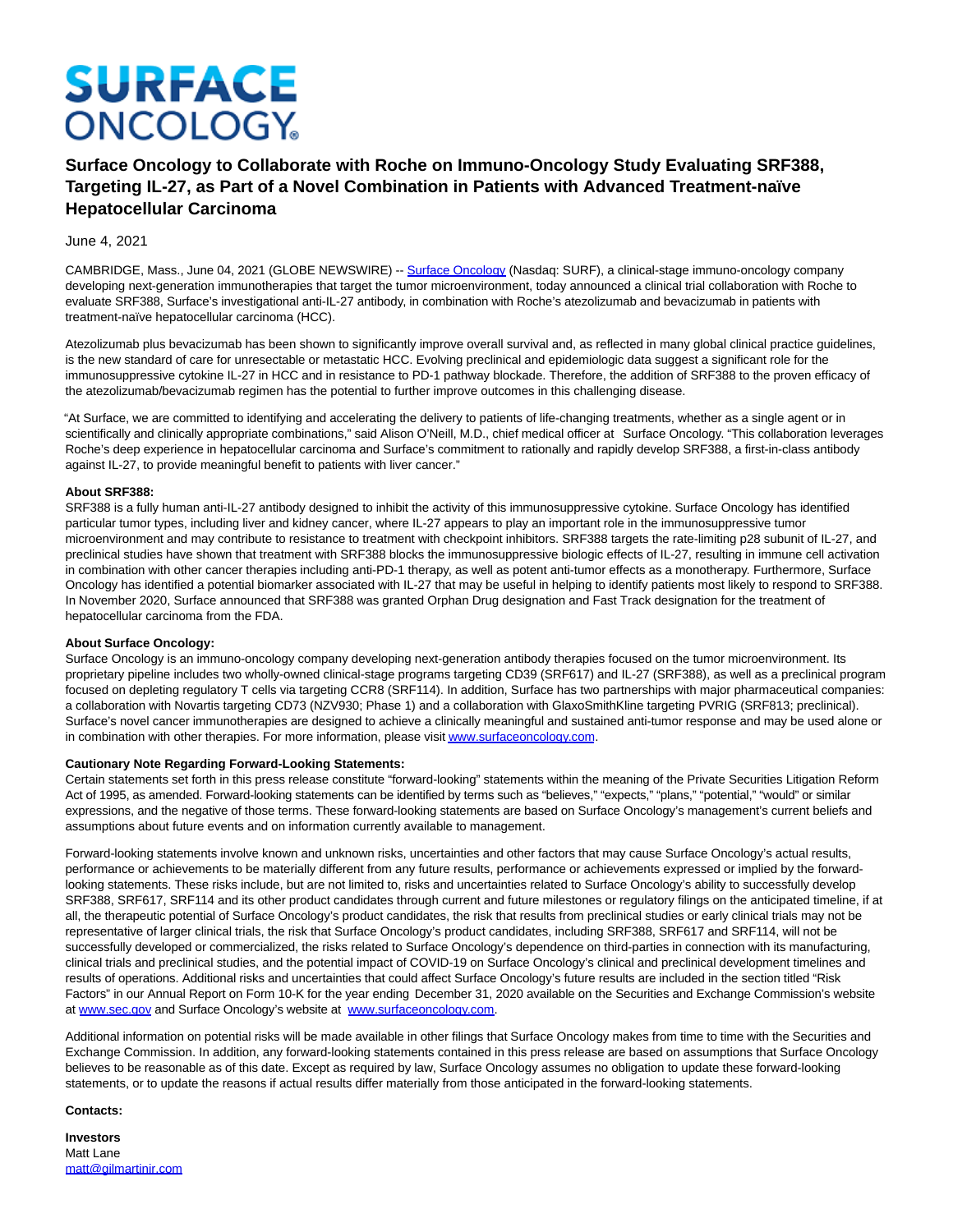# SURFACE ONCOLOGY

## Surface Oncology to Collaborate with Roche on Immuno-Oncology Study Evaluating SRF388, Targeting IL-27, as Part of a Novel Combination in Patients with Advanced Treatment-naïve Hepatocellular Carcinoma

June 4, 2021

CAMBRIDGE, Mass., June 04, 2021 (GLOBE NEWSWIRE) -- Surface Oncology (Nasdaq: SURF), a clinical-stage immuno-oncology company developing next-generation immunotherapies that target the tumor microenvironment, today announced a clinical trial collaboration with Roche to evaluate SRF388, Surface's investigational anti-IL-27 antibody, in combination with Roche's atezolizumab and bevacizumab in patients with treatment-naïve hepatocellular carcinoma (HCC).

Atezolizumab plus bevacizumab has been shown to significantly improve overall survival and, as reflected in many global clinical practice guidelines, is the new standard of care for unresectable or metastatic HCC. Evolving preclinical and epidemiologic data suggest a significant role for the immunosuppressive cytokine IL-27 in HCC and in resistance to PD-1 pathway blockade. Therefore, the addition of SRF388 to the proven efficacy of the atezolizumab/bevacizumab regimen has the potential to further improve outcomes in this challenging disease.

"At Surface, we are committed to identifying and accelerating the delivery to patients of life-changing treatments, whether as a single agent or in scientifically and clinically appropriate combinations," said Alison O'Neill, M.D., chief medical officer at Surface Oncology. "This collaboration leverages Roche's deep experience in hepatocellular carcinoma and Surface's commitment to rationally and rapidly develop SRF388, a first-in-class antibody against IL-27, to provide meaningful benefit to patients with liver cancer."

**About SRF388:**
SRF388 is a fully human anti-IL-27 antibody designed to inhibit the activity of this immunosuppressive cytokine. Surface Oncology has identified particular tumor types, including liver and kidney cancer, where IL-27 appears to play an important role in the immunosuppressive tumor microenvironment and may contribute to resistance to treatment with checkpoint inhibitors. SRF388 targets the rate-limiting p28 subunit of IL-27, and preclinical studies have shown that treatment with SRF388 blocks the immunosuppressive biologic effects of IL-27, resulting in immune cell activation in combination with other cancer therapies including anti-PD-1 therapy, as well as potent anti-tumor effects as a monotherapy. Furthermore, Surface Oncology has identified a potential biomarker associated with IL-27 that may be useful in helping to identify patients most likely to respond to SRF388. In November 2020, Surface announced that SRF388 was granted Orphan Drug designation and Fast Track designation for the treatment of hepatocellular carcinoma from the FDA.

**About Surface Oncology:**
Surface Oncology is an immuno-oncology company developing next-generation antibody therapies focused on the tumor microenvironment. Its proprietary pipeline includes two wholly-owned clinical-stage programs targeting CD39 (SRF617) and IL-27 (SRF388), as well as a preclinical program focused on depleting regulatory T cells via targeting CCR8 (SRF114). In addition, Surface has two partnerships with major pharmaceutical companies: a collaboration with Novartis targeting CD73 (NZV930; Phase 1) and a collaboration with GlaxoSmithKline targeting PVRIG (SRF813; preclinical). Surface's novel cancer immunotherapies are designed to achieve a clinically meaningful and sustained anti-tumor response and may be used alone or in combination with other therapies. For more information, please visit www.surfaceoncology.com.

**Cautionary Note Regarding Forward-Looking Statements:**
Certain statements set forth in this press release constitute "forward-looking" statements within the meaning of the Private Securities Litigation Reform Act of 1995, as amended. Forward-looking statements can be identified by terms such as "believes," "expects," "plans," "potential," "would" or similar expressions, and the negative of those terms. These forward-looking statements are based on Surface Oncology's management's current beliefs and assumptions about future events and on information currently available to management.

Forward-looking statements involve known and unknown risks, uncertainties and other factors that may cause Surface Oncology's actual results, performance or achievements to be materially different from any future results, performance or achievements expressed or implied by the forward-looking statements. These risks include, but are not limited to, risks and uncertainties related to Surface Oncology's ability to successfully develop SRF388, SRF617, SRF114 and its other product candidates through current and future milestones or regulatory filings on the anticipated timeline, if at all, the therapeutic potential of Surface Oncology's product candidates, the risk that results from preclinical studies or early clinical trials may not be representative of larger clinical trials, the risk that Surface Oncology's product candidates, including SRF388, SRF617 and SRF114, will not be successfully developed or commercialized, the risks related to Surface Oncology's dependence on third-parties in connection with its manufacturing, clinical trials and preclinical studies, and the potential impact of COVID-19 on Surface Oncology's clinical and preclinical development timelines and results of operations. Additional risks and uncertainties that could affect Surface Oncology's future results are included in the section titled "Risk Factors" in our Annual Report on Form 10-K for the year ending December 31, 2020 available on the Securities and Exchange Commission's website at www.sec.gov and Surface Oncology's website at www.surfaceoncology.com.

Additional information on potential risks will be made available in other filings that Surface Oncology makes from time to time with the Securities and Exchange Commission. In addition, any forward-looking statements contained in this press release are based on assumptions that Surface Oncology believes to be reasonable as of this date. Except as required by law, Surface Oncology assumes no obligation to update these forward-looking statements, or to update the reasons if actual results differ materially from those anticipated in the forward-looking statements.

**Contacts:**

**Investors**
Matt Lane
matt@gilmartinir.com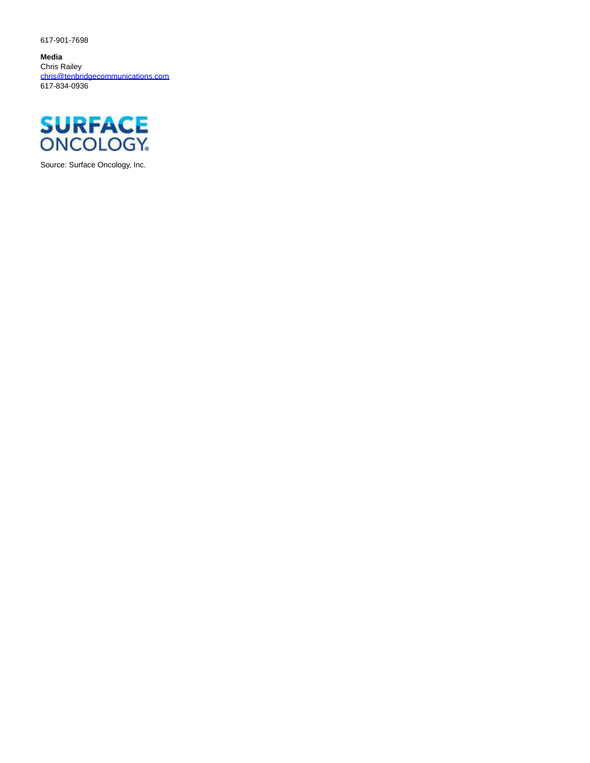617-901-7698

**Media**
Chris Railey
chris@tenbridgecommunications.com
617-834-0936

Source: Surface Oncology, Inc.